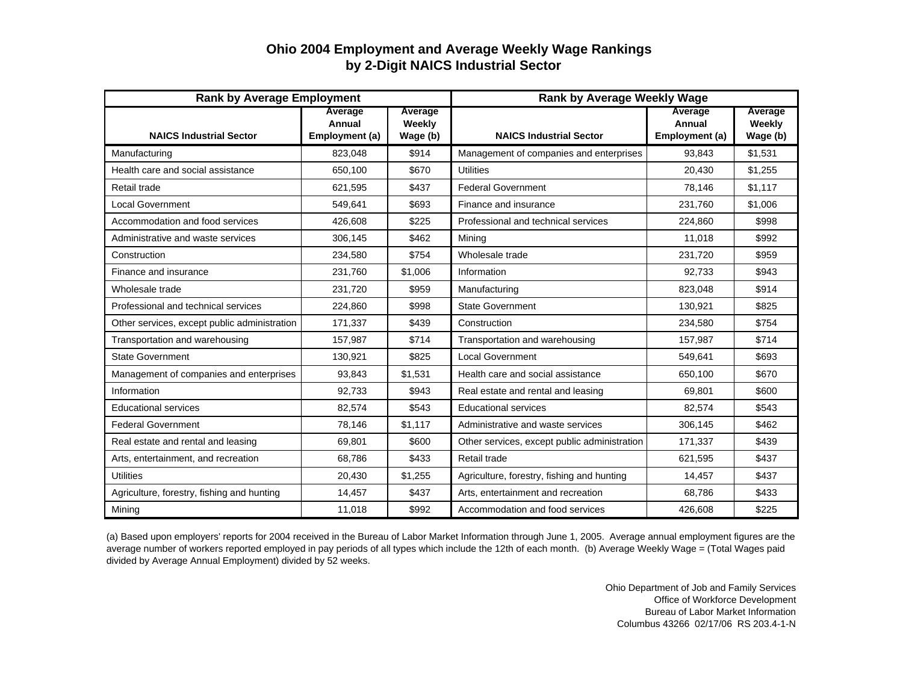# Ohio 2004 Employment and Average Weekly Wage Rankings by 2-Digit NAICS Industrial Sector

| Rank by Average Employment | | | Rank by Average Weekly Wage | | |
|---|---|---|---|---|---|
| NAICS Industrial Sector | Average Annual Employment (a) | Average Weekly Wage (b) | NAICS Industrial Sector | Average Annual Employment (a) | Average Weekly Wage (b) |
| Manufacturing | 823,048 | $914 | Management of companies and enterprises | 93,843 | $1,531 |
| Health care and social assistance | 650,100 | $670 | Utilities | 20,430 | $1,255 |
| Retail trade | 621,595 | $437 | Federal Government | 78,146 | $1,117 |
| Local Government | 549,641 | $693 | Finance and insurance | 231,760 | $1,006 |
| Accommodation and food services | 426,608 | $225 | Professional and technical services | 224,860 | $998 |
| Administrative and waste services | 306,145 | $462 | Mining | 11,018 | $992 |
| Construction | 234,580 | $754 | Wholesale trade | 231,720 | $959 |
| Finance and insurance | 231,760 | $1,006 | Information | 92,733 | $943 |
| Wholesale trade | 231,720 | $959 | Manufacturing | 823,048 | $914 |
| Professional and technical services | 224,860 | $998 | State Government | 130,921 | $825 |
| Other services, except public administration | 171,337 | $439 | Construction | 234,580 | $754 |
| Transportation and warehousing | 157,987 | $714 | Transportation and warehousing | 157,987 | $714 |
| State Government | 130,921 | $825 | Local Government | 549,641 | $693 |
| Management of companies and enterprises | 93,843 | $1,531 | Health care and social assistance | 650,100 | $670 |
| Information | 92,733 | $943 | Real estate and rental and leasing | 69,801 | $600 |
| Educational services | 82,574 | $543 | Educational services | 82,574 | $543 |
| Federal Government | 78,146 | $1,117 | Administrative and waste services | 306,145 | $462 |
| Real estate and rental and leasing | 69,801 | $600 | Other services, except public administration | 171,337 | $439 |
| Arts, entertainment, and recreation | 68,786 | $433 | Retail trade | 621,595 | $437 |
| Utilities | 20,430 | $1,255 | Agriculture, forestry, fishing and hunting | 14,457 | $437 |
| Agriculture, forestry, fishing and hunting | 14,457 | $437 | Arts, entertainment and recreation | 68,786 | $433 |
| Mining | 11,018 | $992 | Accommodation and food services | 426,608 | $225 |

(a) Based upon employers' reports for 2004 received in the Bureau of Labor Market Information through June 1, 2005. Average annual employment figures are the average number of workers reported employed in pay periods of all types which include the 12th of each month. (b) Average Weekly Wage = (Total Wages paid divided by Average Annual Employment) divided by 52 weeks.

Ohio Department of Job and Family Services
Office of Workforce Development
Bureau of Labor Market Information
Columbus 43266 02/17/06 RS 203.4-1-N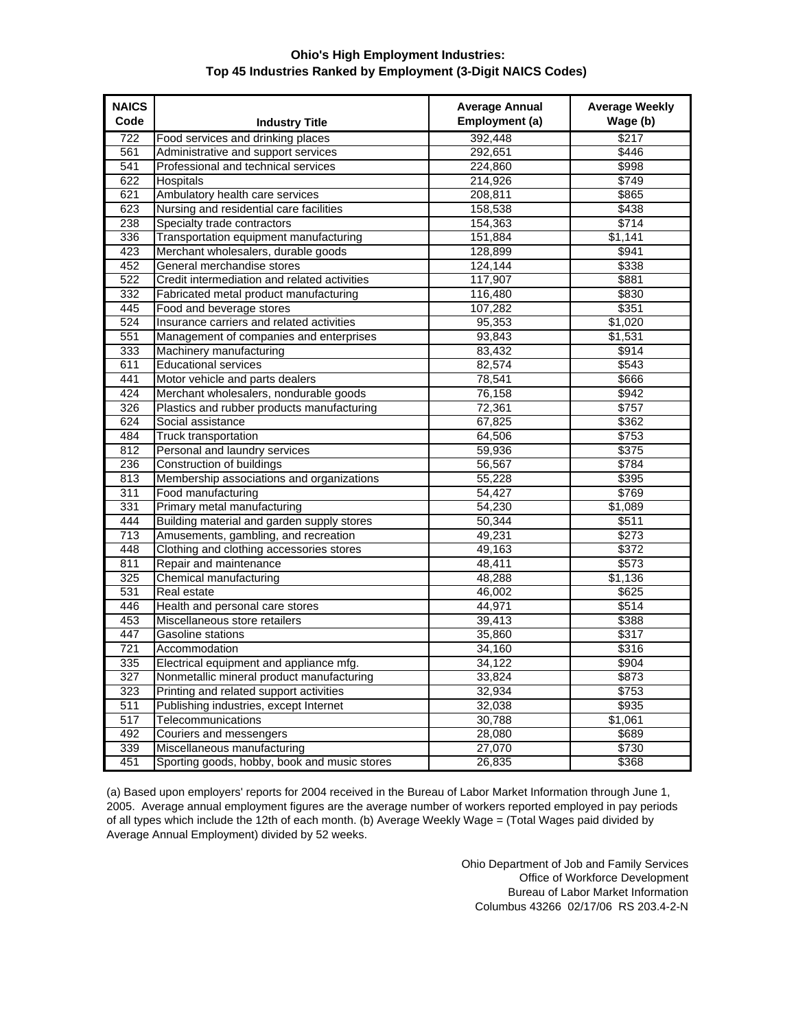**Ohio's High Employment Industries:**
**Top 45 Industries Ranked by Employment (3-Digit NAICS Codes)**

| NAICS Code | Industry Title | Average Annual Employment (a) | Average Weekly Wage (b) |
|---|---|---|---|
| 722 | Food services and drinking places | 392,448 | $217 |
| 561 | Administrative and support services | 292,651 | $446 |
| 541 | Professional and technical services | 224,860 | $998 |
| 622 | Hospitals | 214,926 | $749 |
| 621 | Ambulatory health care services | 208,811 | $865 |
| 623 | Nursing and residential care facilities | 158,538 | $438 |
| 238 | Specialty trade contractors | 154,363 | $714 |
| 336 | Transportation equipment manufacturing | 151,884 | $1,141 |
| 423 | Merchant wholesalers, durable goods | 128,899 | $941 |
| 452 | General merchandise stores | 124,144 | $338 |
| 522 | Credit intermediation and related activities | 117,907 | $881 |
| 332 | Fabricated metal product manufacturing | 116,480 | $830 |
| 445 | Food and beverage stores | 107,282 | $351 |
| 524 | Insurance carriers and related activities | 95,353 | $1,020 |
| 551 | Management of companies and enterprises | 93,843 | $1,531 |
| 333 | Machinery manufacturing | 83,432 | $914 |
| 611 | Educational services | 82,574 | $543 |
| 441 | Motor vehicle and parts dealers | 78,541 | $666 |
| 424 | Merchant wholesalers, nondurable goods | 76,158 | $942 |
| 326 | Plastics and rubber products manufacturing | 72,361 | $757 |
| 624 | Social assistance | 67,825 | $362 |
| 484 | Truck transportation | 64,506 | $753 |
| 812 | Personal and laundry services | 59,936 | $375 |
| 236 | Construction of buildings | 56,567 | $784 |
| 813 | Membership associations and organizations | 55,228 | $395 |
| 311 | Food manufacturing | 54,427 | $769 |
| 331 | Primary metal manufacturing | 54,230 | $1,089 |
| 444 | Building material and garden supply stores | 50,344 | $511 |
| 713 | Amusements, gambling, and recreation | 49,231 | $273 |
| 448 | Clothing and clothing accessories stores | 49,163 | $372 |
| 811 | Repair and maintenance | 48,411 | $573 |
| 325 | Chemical manufacturing | 48,288 | $1,136 |
| 531 | Real estate | 46,002 | $625 |
| 446 | Health and personal care stores | 44,971 | $514 |
| 453 | Miscellaneous store retailers | 39,413 | $388 |
| 447 | Gasoline stations | 35,860 | $317 |
| 721 | Accommodation | 34,160 | $316 |
| 335 | Electrical equipment and appliance mfg. | 34,122 | $904 |
| 327 | Nonmetallic mineral product manufacturing | 33,824 | $873 |
| 323 | Printing and related support activities | 32,934 | $753 |
| 511 | Publishing industries, except Internet | 32,038 | $935 |
| 517 | Telecommunications | 30,788 | $1,061 |
| 492 | Couriers and messengers | 28,080 | $689 |
| 339 | Miscellaneous manufacturing | 27,070 | $730 |
| 451 | Sporting goods, hobby, book and music stores | 26,835 | $368 |

(a) Based upon employers' reports for 2004 received in the Bureau of Labor Market Information through June 1, 2005. Average annual employment figures are the average number of workers reported employed in pay periods of all types which include the 12th of each month. (b) Average Weekly Wage = (Total Wages paid divided by Average Annual Employment) divided by 52 weeks.

Ohio Department of Job and Family Services
Office of Workforce Development
Bureau of Labor Market Information
Columbus 43266 02/17/06 RS 203.4-2-N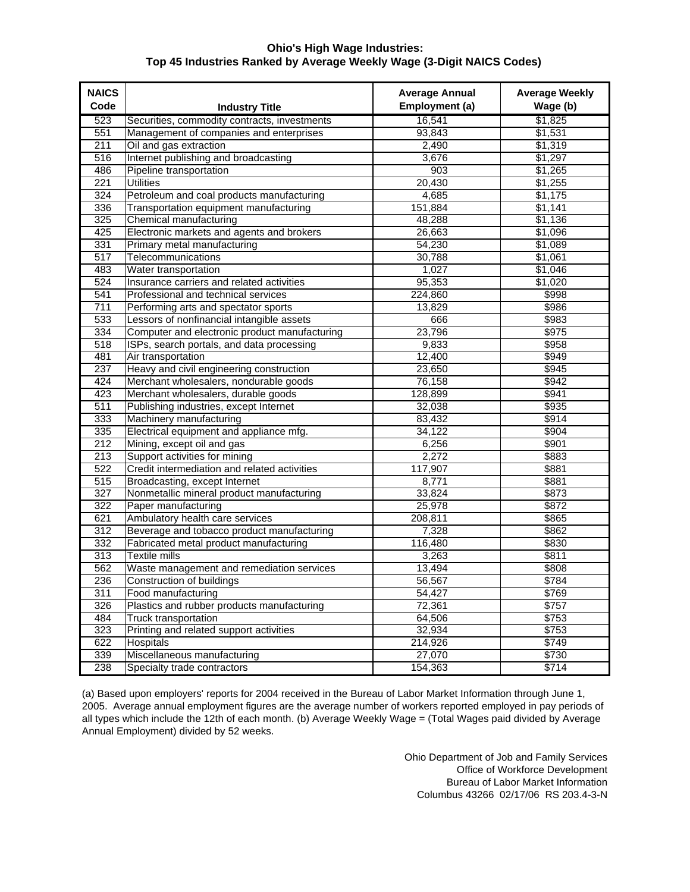# Ohio's High Wage Industries:
## Top 45 Industries Ranked by Average Weekly Wage (3-Digit NAICS Codes)

| NAICS Code | Industry Title | Average Annual Employment (a) | Average Weekly Wage (b) |
|---|---|---|---|
| 523 | Securities, commodity contracts, investments | 16,541 | $1,825 |
| 551 | Management of companies and enterprises | 93,843 | $1,531 |
| 211 | Oil and gas extraction | 2,490 | $1,319 |
| 516 | Internet publishing and broadcasting | 3,676 | $1,297 |
| 486 | Pipeline transportation | 903 | $1,265 |
| 221 | Utilities | 20,430 | $1,255 |
| 324 | Petroleum and coal products manufacturing | 4,685 | $1,175 |
| 336 | Transportation equipment manufacturing | 151,884 | $1,141 |
| 325 | Chemical manufacturing | 48,288 | $1,136 |
| 425 | Electronic markets and agents and brokers | 26,663 | $1,096 |
| 331 | Primary metal manufacturing | 54,230 | $1,089 |
| 517 | Telecommunications | 30,788 | $1,061 |
| 483 | Water transportation | 1,027 | $1,046 |
| 524 | Insurance carriers and related activities | 95,353 | $1,020 |
| 541 | Professional and technical services | 224,860 | $998 |
| 711 | Performing arts and spectator sports | 13,829 | $986 |
| 533 | Lessors of nonfinancial intangible assets | 666 | $983 |
| 334 | Computer and electronic product manufacturing | 23,796 | $975 |
| 518 | ISPs, search portals, and data processing | 9,833 | $958 |
| 481 | Air transportation | 12,400 | $949 |
| 237 | Heavy and civil engineering construction | 23,650 | $945 |
| 424 | Merchant wholesalers, nondurable goods | 76,158 | $942 |
| 423 | Merchant wholesalers, durable goods | 128,899 | $941 |
| 511 | Publishing industries, except Internet | 32,038 | $935 |
| 333 | Machinery manufacturing | 83,432 | $914 |
| 335 | Electrical equipment and appliance mfg. | 34,122 | $904 |
| 212 | Mining, except oil and gas | 6,256 | $901 |
| 213 | Support activities for mining | 2,272 | $883 |
| 522 | Credit intermediation and related activities | 117,907 | $881 |
| 515 | Broadcasting, except Internet | 8,771 | $881 |
| 327 | Nonmetallic mineral product manufacturing | 33,824 | $873 |
| 322 | Paper manufacturing | 25,978 | $872 |
| 621 | Ambulatory health care services | 208,811 | $865 |
| 312 | Beverage and tobacco product manufacturing | 7,328 | $862 |
| 332 | Fabricated metal product manufacturing | 116,480 | $830 |
| 313 | Textile mills | 3,263 | $811 |
| 562 | Waste management and remediation services | 13,494 | $808 |
| 236 | Construction of buildings | 56,567 | $784 |
| 311 | Food manufacturing | 54,427 | $769 |
| 326 | Plastics and rubber products manufacturing | 72,361 | $757 |
| 484 | Truck transportation | 64,506 | $753 |
| 323 | Printing and related support activities | 32,934 | $753 |
| 622 | Hospitals | 214,926 | $749 |
| 339 | Miscellaneous manufacturing | 27,070 | $730 |
| 238 | Specialty trade contractors | 154,363 | $714 |

(a) Based upon employers' reports for 2004 received in the Bureau of Labor Market Information through June 1, 2005. Average annual employment figures are the average number of workers reported employed in pay periods of all types which include the 12th of each month. (b) Average Weekly Wage = (Total Wages paid divided by Average Annual Employment) divided by 52 weeks.

Ohio Department of Job and Family Services
Office of Workforce Development
Bureau of Labor Market Information
Columbus 43266 02/17/06 RS 203.4-3-N